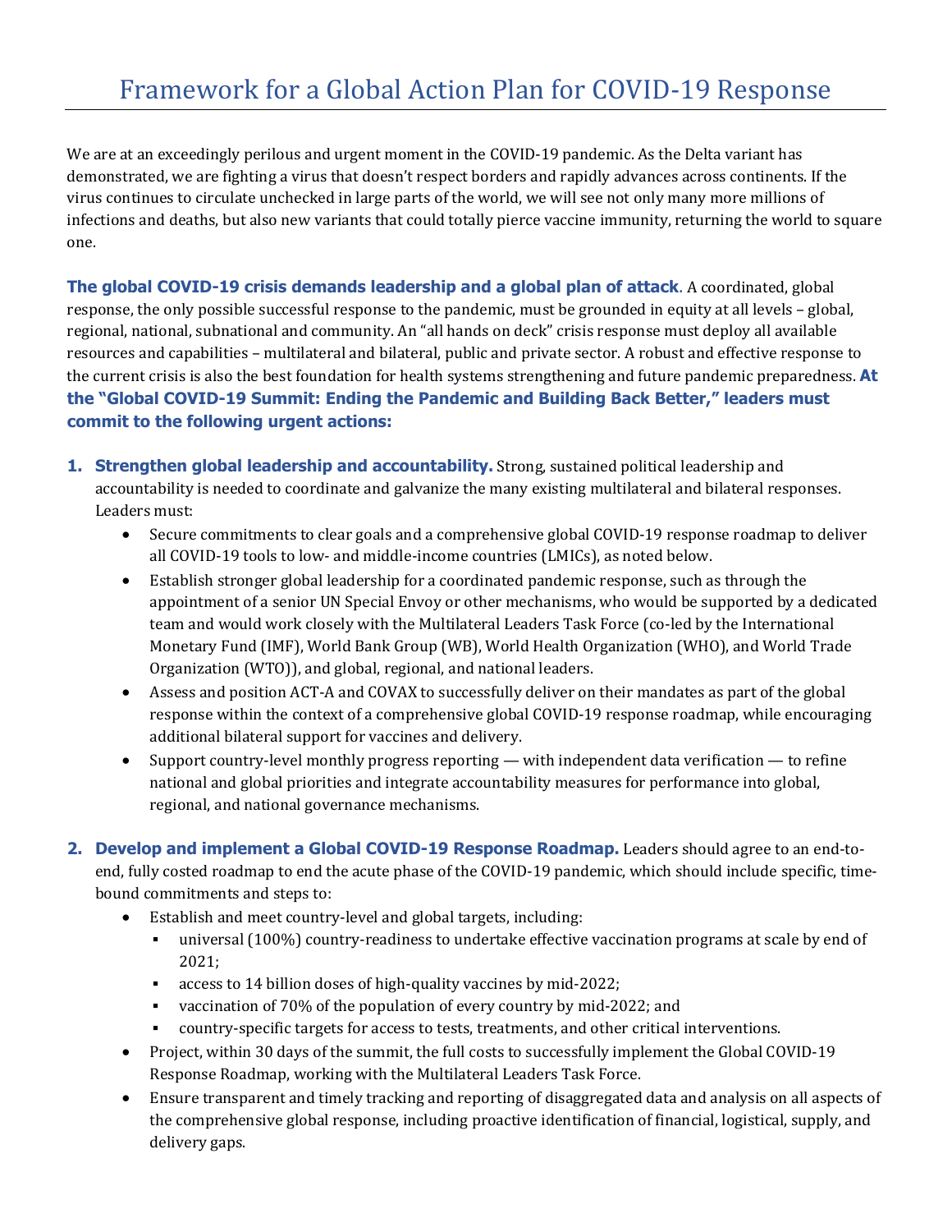# Framework for a Global Action Plan for COVID-19 Response

We are at an exceedingly perilous and urgent moment in the COVID-19 pandemic. As the Delta variant has demonstrated, we are fighting a virus that doesn't respect borders and rapidly advances across continents. If the virus continues to circulate unchecked in large parts of the world, we will see not only many more millions of infections and deaths, but also new variants that could totally pierce vaccine immunity, returning the world to square one.

**The global COVID-19 crisis demands leadership and a global plan of attack.** A coordinated, global response, the only possible successful response to the pandemic, must be grounded in equity at all levels – global, regional, national, subnational and community. An "all hands on deck" crisis response must deploy all available resources and capabilities – multilateral and bilateral, public and private sector. A robust and effective response to the current crisis is also the best foundation for health systems strengthening and future pandemic preparedness. **At the "Global COVID-19 Summit: Ending the Pandemic and Building Back Better," leaders must commit to the following urgent actions:**

1. **Strengthen global leadership and accountability.** Strong, sustained political leadership and accountability is needed to coordinate and galvanize the many existing multilateral and bilateral responses. Leaders must:
   - Secure commitments to clear goals and a comprehensive global COVID-19 response roadmap to deliver all COVID-19 tools to low- and middle-income countries (LMICs), as noted below.
   - Establish stronger global leadership for a coordinated pandemic response, such as through the appointment of a senior UN Special Envoy or other mechanisms, who would be supported by a dedicated team and would work closely with the Multilateral Leaders Task Force (co-led by the International Monetary Fund (IMF), World Bank Group (WB), World Health Organization (WHO), and World Trade Organization (WTO)), and global, regional, and national leaders.
   - Assess and position ACT-A and COVAX to successfully deliver on their mandates as part of the global response within the context of a comprehensive global COVID-19 response roadmap, while encouraging additional bilateral support for vaccines and delivery.
   - Support country-level monthly progress reporting — with independent data verification — to refine national and global priorities and integrate accountability measures for performance into global, regional, and national governance mechanisms.

2. **Develop and implement a Global COVID-19 Response Roadmap.** Leaders should agree to an end-to-end, fully costed roadmap to end the acute phase of the COVID-19 pandemic, which should include specific, time-bound commitments and steps to:
   - Establish and meet country-level and global targets, including:
     - universal (100%) country-readiness to undertake effective vaccination programs at scale by end of 2021;
     - access to 14 billion doses of high-quality vaccines by mid-2022;
     - vaccination of 70% of the population of every country by mid-2022; and
     - country-specific targets for access to tests, treatments, and other critical interventions.
   - Project, within 30 days of the summit, the full costs to successfully implement the Global COVID-19 Response Roadmap, working with the Multilateral Leaders Task Force.
   - Ensure transparent and timely tracking and reporting of disaggregated data and analysis on all aspects of the comprehensive global response, including proactive identification of financial, logistical, supply, and delivery gaps.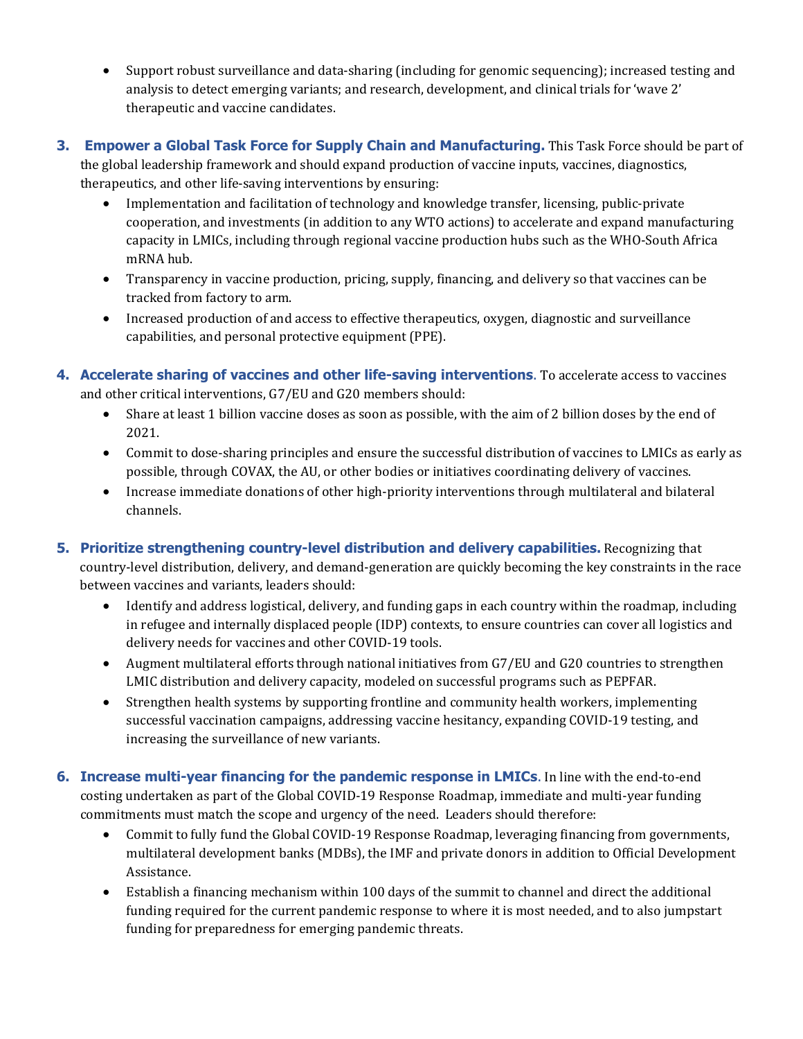- Support robust surveillance and data-sharing (including for genomic sequencing); increased testing and analysis to detect emerging variants; and research, development, and clinical trials for 'wave 2' therapeutic and vaccine candidates.

3. **Empower a Global Task Force for Supply Chain and Manufacturing.** This Task Force should be part of the global leadership framework and should expand production of vaccine inputs, vaccines, diagnostics, therapeutics, and other life-saving interventions by ensuring:
   - Implementation and facilitation of technology and knowledge transfer, licensing, public-private cooperation, and investments (in addition to any WTO actions) to accelerate and expand manufacturing capacity in LMICs, including through regional vaccine production hubs such as the WHO-South Africa mRNA hub.
   - Transparency in vaccine production, pricing, supply, financing, and delivery so that vaccines can be tracked from factory to arm.
   - Increased production of and access to effective therapeutics, oxygen, diagnostic and surveillance capabilities, and personal protective equipment (PPE).

4. **Accelerate sharing of vaccines and other life-saving interventions.** To accelerate access to vaccines and other critical interventions, G7/EU and G20 members should:
   - Share at least 1 billion vaccine doses as soon as possible, with the aim of 2 billion doses by the end of 2021.
   - Commit to dose-sharing principles and ensure the successful distribution of vaccines to LMICs as early as possible, through COVAX, the AU, or other bodies or initiatives coordinating delivery of vaccines.
   - Increase immediate donations of other high-priority interventions through multilateral and bilateral channels.

5. **Prioritize strengthening country-level distribution and delivery capabilities.** Recognizing that country-level distribution, delivery, and demand-generation are quickly becoming the key constraints in the race between vaccines and variants, leaders should:
   - Identify and address logistical, delivery, and funding gaps in each country within the roadmap, including in refugee and internally displaced people (IDP) contexts, to ensure countries can cover all logistics and delivery needs for vaccines and other COVID-19 tools.
   - Augment multilateral efforts through national initiatives from G7/EU and G20 countries to strengthen LMIC distribution and delivery capacity, modeled on successful programs such as PEPFAR.
   - Strengthen health systems by supporting frontline and community health workers, implementing successful vaccination campaigns, addressing vaccine hesitancy, expanding COVID-19 testing, and increasing the surveillance of new variants.

6. **Increase multi-year financing for the pandemic response in LMICs.** In line with the end-to-end costing undertaken as part of the Global COVID-19 Response Roadmap, immediate and multi-year funding commitments must match the scope and urgency of the need. Leaders should therefore:
   - Commit to fully fund the Global COVID-19 Response Roadmap, leveraging financing from governments, multilateral development banks (MDBs), the IMF and private donors in addition to Official Development Assistance.
   - Establish a financing mechanism within 100 days of the summit to channel and direct the additional funding required for the current pandemic response to where it is most needed, and to also jumpstart funding for preparedness for emerging pandemic threats.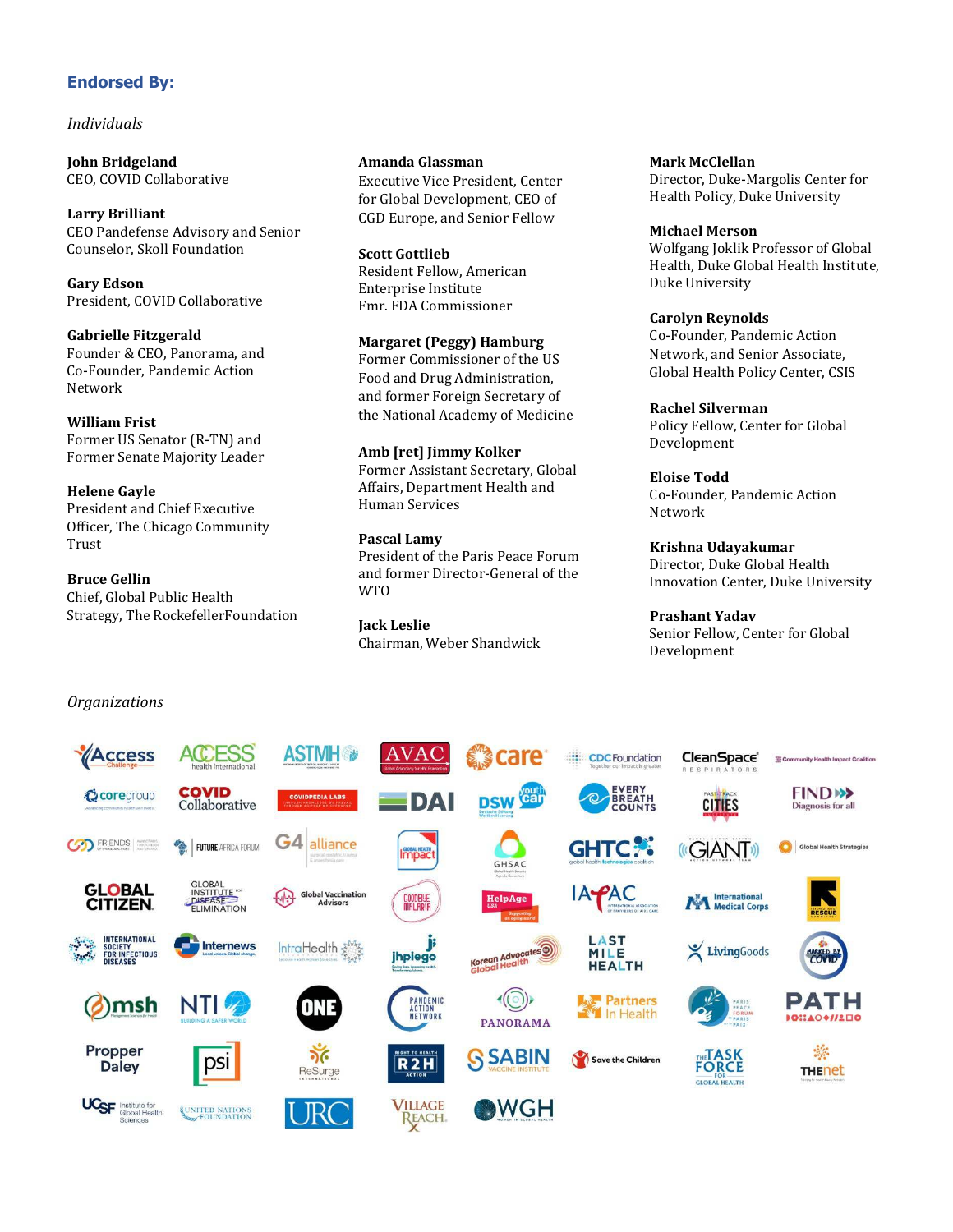## Endorsed By:

*Individuals*

**John Bridgeland**
CEO, COVID Collaborative

**Larry Brilliant**
CEO Pandefense Advisory and Senior Counselor, Skoll Foundation

**Gary Edson**
President, COVID Collaborative

**Gabrielle Fitzgerald**
Founder & CEO, Panorama, and Co-Founder, Pandemic Action Network

**William Frist**
Former US Senator (R-TN) and Former Senate Majority Leader

**Helene Gayle**
President and Chief Executive Officer, The Chicago Community Trust

**Bruce Gellin**
Chief, Global Public Health Strategy, The RockefellerFoundation

**Amanda Glassman**
Executive Vice President, Center for Global Development, CEO of CGD Europe, and Senior Fellow

**Scott Gottlieb**
Resident Fellow, American Enterprise Institute
Fmr. FDA Commissioner

**Margaret (Peggy) Hamburg**
Former Commissioner of the US Food and Drug Administration, and former Foreign Secretary of the National Academy of Medicine

**Amb [ret] Jimmy Kolker**
Former Assistant Secretary, Global Affairs, Department Health and Human Services

**Pascal Lamy**
President of the Paris Peace Forum and former Director-General of the WTO

**Jack Leslie**
Chairman, Weber Shandwick

**Mark McClellan**
Director, Duke-Margolis Center for Health Policy, Duke University

**Michael Merson**
Wolfgang Joklik Professor of Global Health, Duke Global Health Institute, Duke University

**Carolyn Reynolds**
Co-Founder, Pandemic Action Network, and Senior Associate, Global Health Policy Center, CSIS

**Rachel Silverman**
Policy Fellow, Center for Global Development

**Eloise Todd**
Co-Founder, Pandemic Action Network

**Krishna Udayakumar**
Director, Duke Global Health Innovation Center, Duke University

**Prashant Yadav**
Senior Fellow, Center for Global Development

*Organizations*

Access Challenge, ACCESS health international, ASTMH, AVAC, care, CDC Foundation, CleanSpace Respirators, Community Health Impact Coalition, coregroup, COVID Collaborative, COVIDPEDIA LABS, DAI, DSW youth can, Every Breath Counts, Fast-Track Cities, FIND Diagnosis for all, Friends of the Global Fight, Future Africa Forum, G4 alliance, Global Health Impact, GHSAC, GHTC global health technologies coalition, GIANT, Global Health Strategies, Global Citizen, Global Institute for Disease Elimination, Global Vaccination Advisors, Goodbye Malaria, HelpAge USA, IAPAC, International Medical Corps, International Rescue Committee, International Society for Infectious Diseases, Internews, IntraHealth, jhpiego, Korean Advocates for Global Health, Last Mile Health, LivingGoods, Masked Up COVID, msh, NTI, ONE, Pandemic Action Network, Panorama, Partners In Health, Paris Peace Forum, PATH, Propper Daley, psi, ReSurge International, R2H Right to Health Action, Sabin Vaccine Institute, Save the Children, The Task Force for Global Health, THEnet, UCSF Institute for Global Health Sciences, United Nations Foundation, URC, Village Reach, WGH Women in Global Health